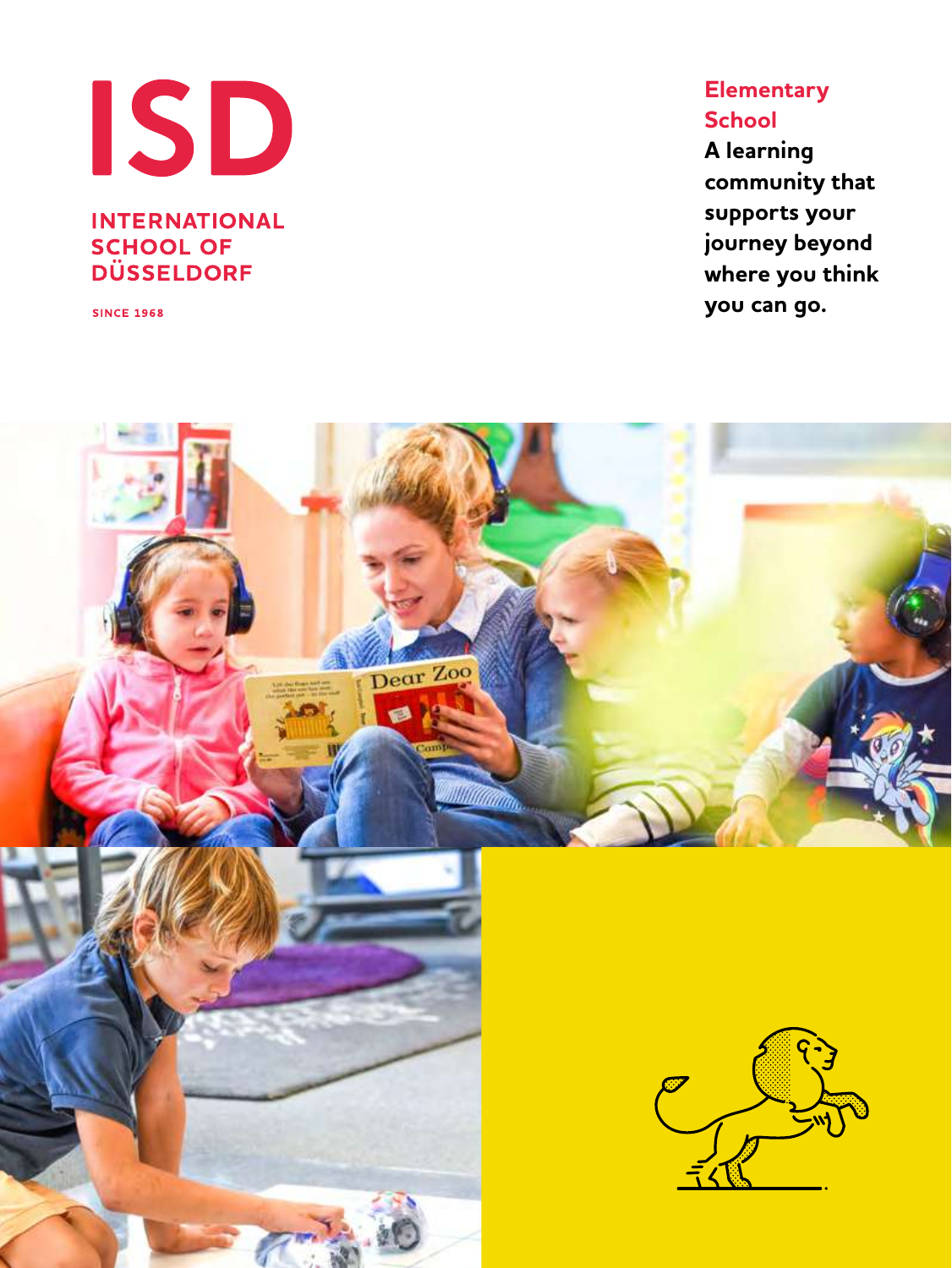# ISD

**INTERNATIONAL SCHOOL OF DÜSSELDORF**

SINCE 1968

## Elementary School

**A learning community that supports your journey beyond where you think you can go.**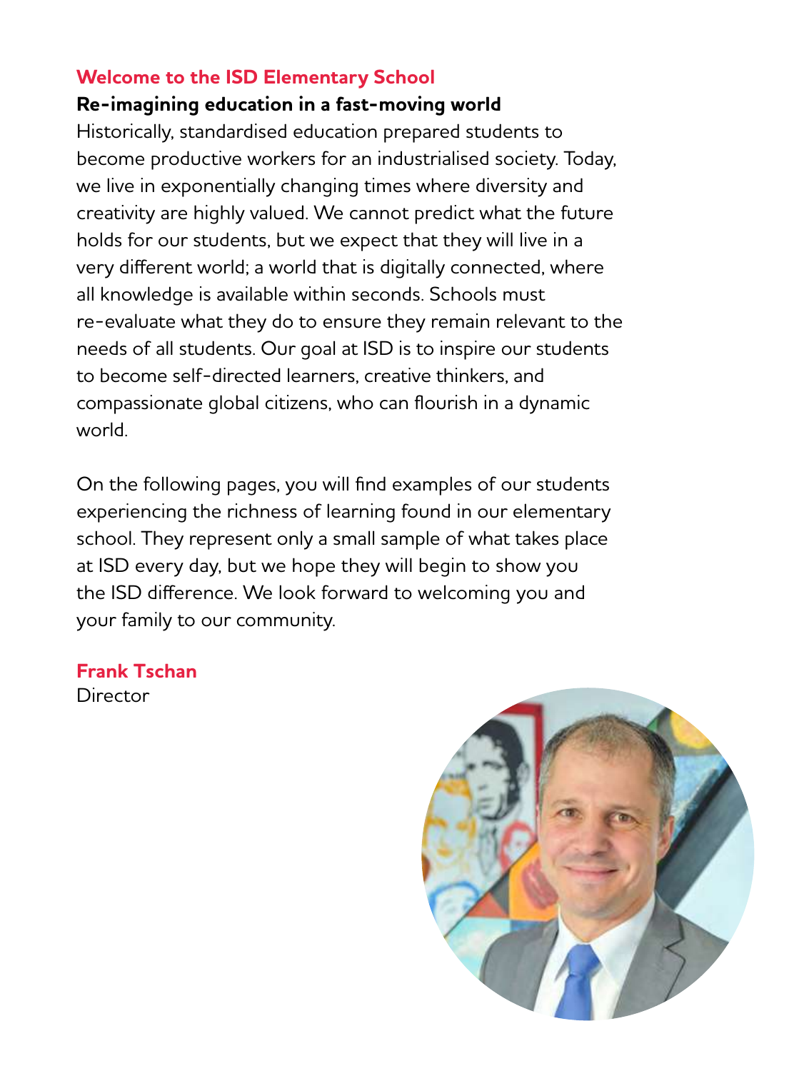## Welcome to the ISD Elementary School

### Re-imagining education in a fast-moving world

Historically, standardised education prepared students to become productive workers for an industrialised society. Today, we live in exponentially changing times where diversity and creativity are highly valued. We cannot predict what the future holds for our students, but we expect that they will live in a very different world; a world that is digitally connected, where all knowledge is available within seconds. Schools must re-evaluate what they do to ensure they remain relevant to the needs of all students. Our goal at ISD is to inspire our students to become self-directed learners, creative thinkers, and compassionate global citizens, who can flourish in a dynamic world.

On the following pages, you will find examples of our students experiencing the richness of learning found in our elementary school. They represent only a small sample of what takes place at ISD every day, but we hope they will begin to show you the ISD difference. We look forward to welcoming you and your family to our community.

**Frank Tschan**
Director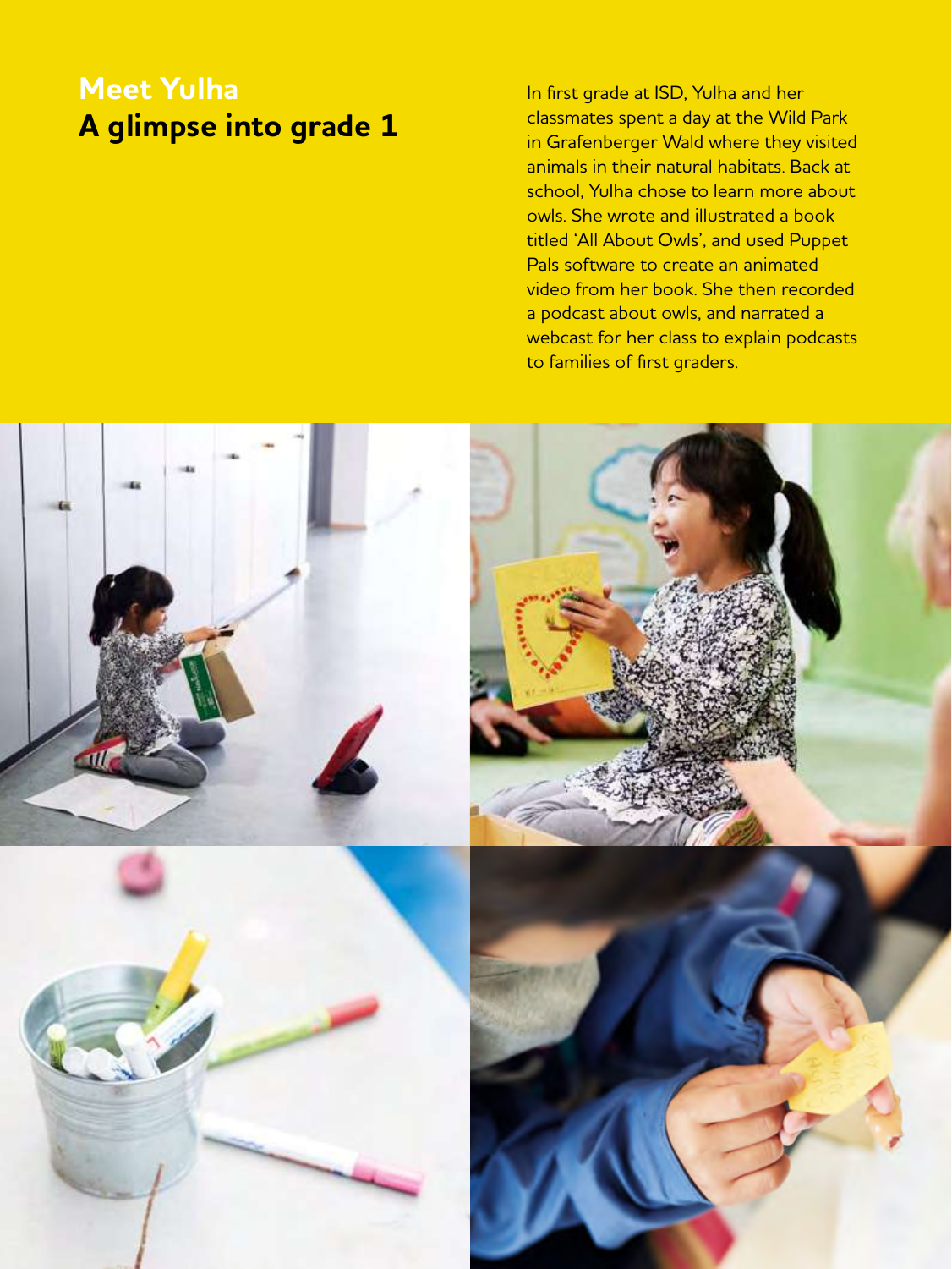# Meet Yulha
## A glimpse into grade 1

In first grade at ISD, Yulha and her classmates spent a day at the Wild Park in Grafenberger Wald where they visited animals in their natural habitats. Back at school, Yulha chose to learn more about owls. She wrote and illustrated a book titled 'All About Owls', and used Puppet Pals software to create an animated video from her book. She then recorded a podcast about owls, and narrated a webcast for her class to explain podcasts to families of first graders.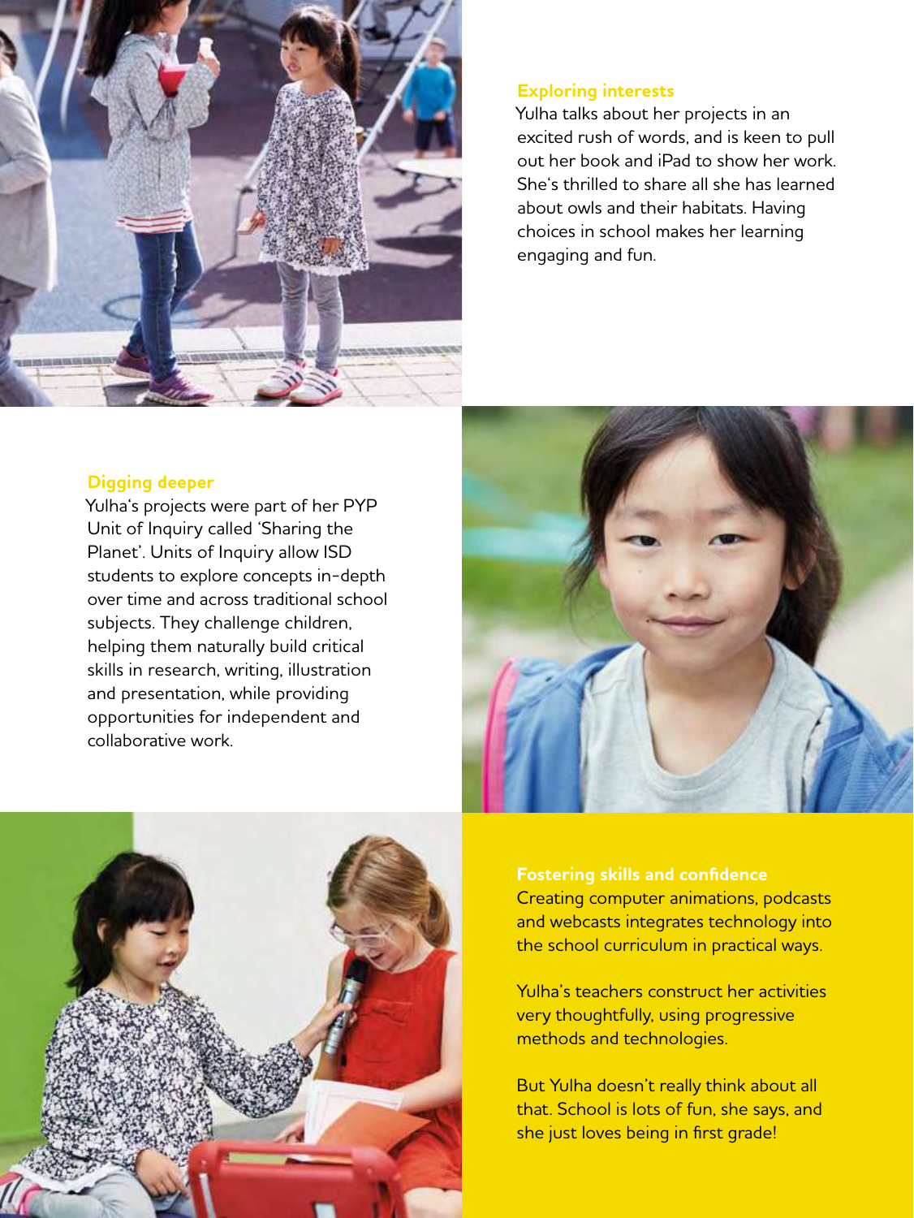## Exploring interests

Yulha talks about her projects in an excited rush of words, and is keen to pull out her book and iPad to show her work. She's thrilled to share all she has learned about owls and their habitats. Having choices in school makes her learning engaging and fun.

## Digging deeper

Yulha's projects were part of her PYP Unit of Inquiry called 'Sharing the Planet'. Units of Inquiry allow ISD students to explore concepts in-depth over time and across traditional school subjects. They challenge children, helping them naturally build critical skills in research, writing, illustration and presentation, while providing opportunities for independent and collaborative work.

## Fostering skills and confidence

Creating computer animations, podcasts and webcasts integrates technology into the school curriculum in practical ways.

Yulha's teachers construct her activities very thoughtfully, using progressive methods and technologies.

But Yulha doesn't really think about all that. School is lots of fun, she says, and she just loves being in first grade!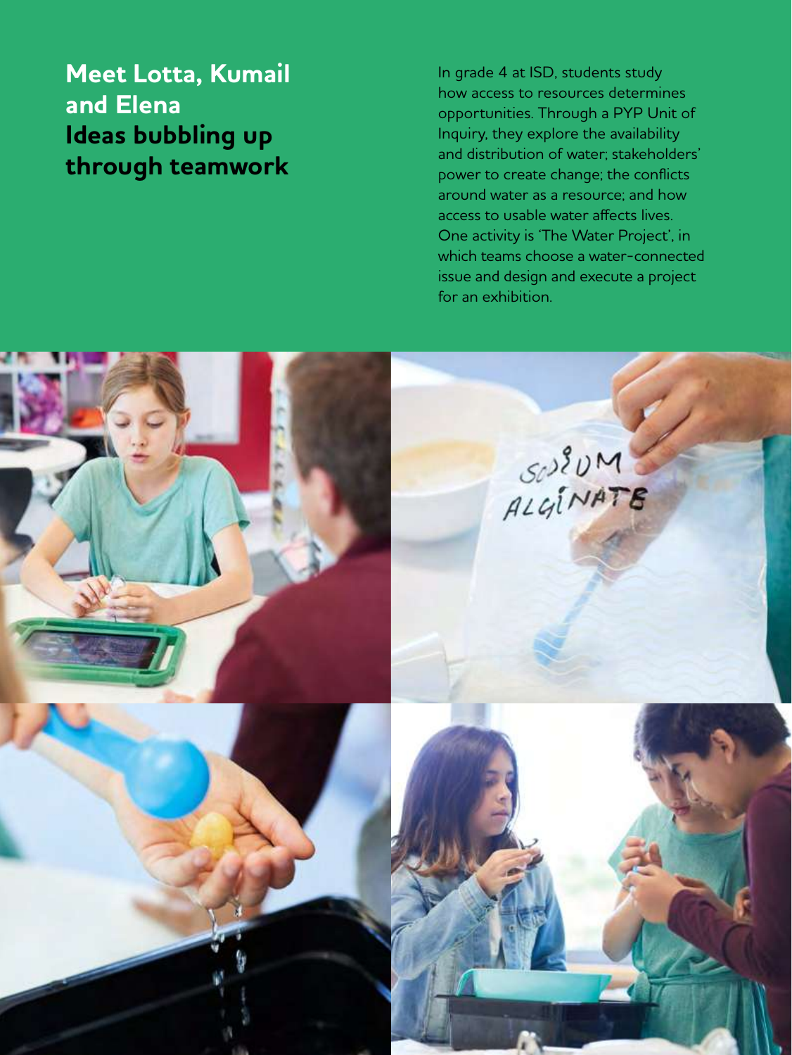## Meet Lotta, Kumail and Elena

## Ideas bubbling up through teamwork

In grade 4 at ISD, students study how access to resources determines opportunities. Through a PYP Unit of Inquiry, they explore the availability and distribution of water; stakeholders' power to create change; the conflicts around water as a resource; and how access to usable water affects lives. One activity is 'The Water Project', in which teams choose a water-connected issue and design and execute a project for an exhibition.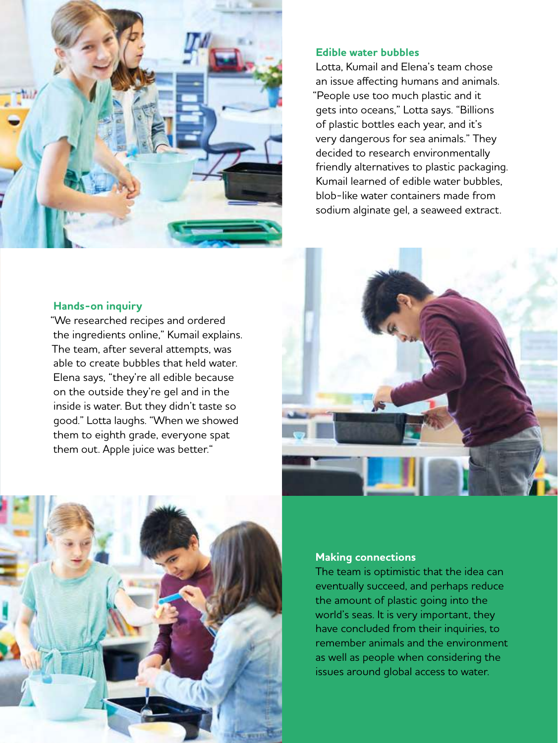### Edible water bubbles

Lotta, Kumail and Elena's team chose an issue affecting humans and animals. "People use too much plastic and it gets into oceans," Lotta says. "Billions of plastic bottles each year, and it's very dangerous for sea animals." They decided to research environmentally friendly alternatives to plastic packaging. Kumail learned of edible water bubbles, blob-like water containers made from sodium alginate gel, a seaweed extract.

### Hands-on inquiry

"We researched recipes and ordered the ingredients online," Kumail explains. The team, after several attempts, was able to create bubbles that held water. Elena says, "they're all edible because on the outside they're gel and in the inside is water. But they didn't taste so good." Lotta laughs. "When we showed them to eighth grade, everyone spat them out. Apple juice was better."

### Making connections

The team is optimistic that the idea can eventually succeed, and perhaps reduce the amount of plastic going into the world's seas. It is very important, they have concluded from their inquiries, to remember animals and the environment as well as people when considering the issues around global access to water.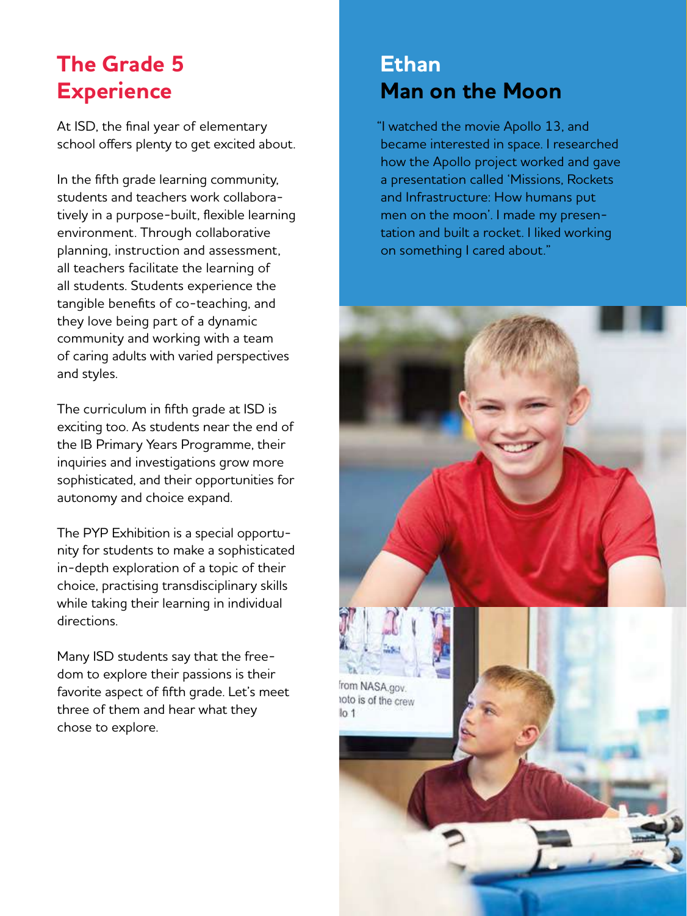## The Grade 5 Experience

At ISD, the final year of elementary school offers plenty to get excited about.

In the fifth grade learning community, students and teachers work collaboratively in a purpose-built, flexible learning environment. Through collaborative planning, instruction and assessment, all teachers facilitate the learning of all students. Students experience the tangible benefits of co-teaching, and they love being part of a dynamic community and working with a team of caring adults with varied perspectives and styles.

The curriculum in fifth grade at ISD is exciting too. As students near the end of the IB Primary Years Programme, their inquiries and investigations grow more sophisticated, and their opportunities for autonomy and choice expand.

The PYP Exhibition is a special opportunity for students to make a sophisticated in-depth exploration of a topic of their choice, practising transdisciplinary skills while taking their learning in individual directions.

Many ISD students say that the freedom to explore their passions is their favorite aspect of fifth grade. Let's meet three of them and hear what they chose to explore.

## Ethan
## Man on the Moon

"I watched the movie Apollo 13, and became interested in space. I researched how the Apollo project worked and gave a presentation called 'Missions, Rockets and Infrastructure: How humans put men on the moon'. I made my presentation and built a rocket. I liked working on something I cared about."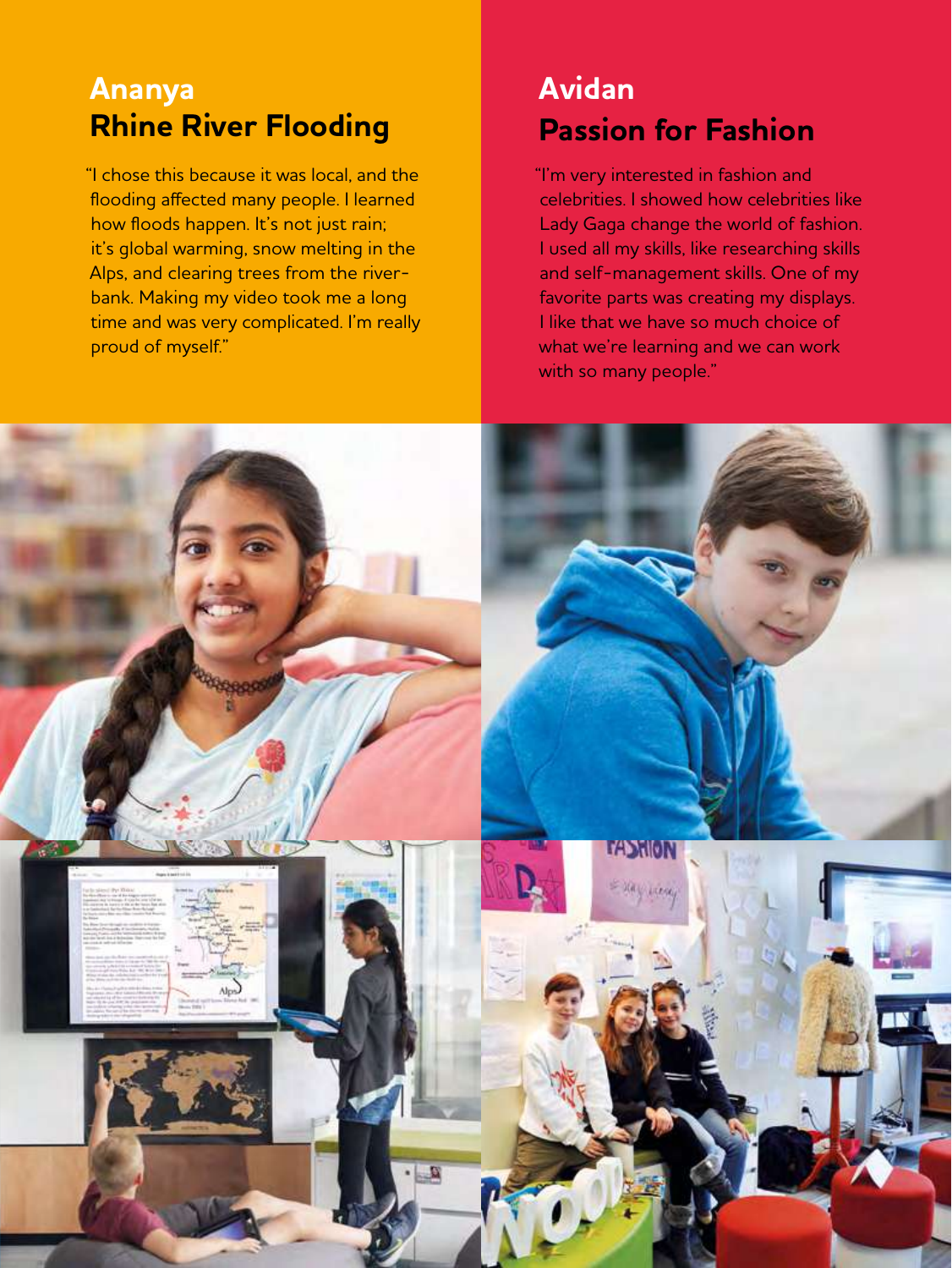## Ananya
## Rhine River Flooding

"I chose this because it was local, and the flooding affected many people. I learned how floods happen. It's not just rain; it's global warming, snow melting in the Alps, and clearing trees from the riverbank. Making my video took me a long time and was very complicated. I'm really proud of myself."

## Avidan
## Passion for Fashion

"I'm very interested in fashion and celebrities. I showed how celebrities like Lady Gaga change the world of fashion. I used all my skills, like researching skills and self-management skills. One of my favorite parts was creating my displays. I like that we have so much choice of what we're learning and we can work with so many people."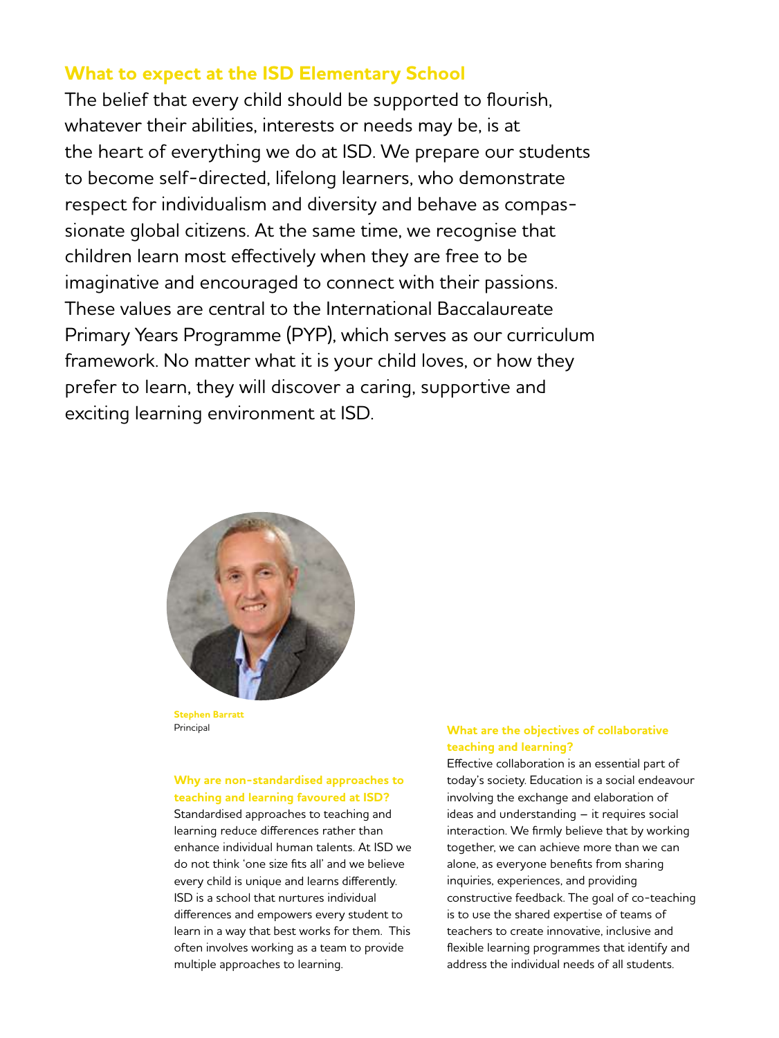## What to expect at the ISD Elementary School

The belief that every child should be supported to flourish, whatever their abilities, interests or needs may be, is at the heart of everything we do at ISD. We prepare our students to become self-directed, lifelong learners, who demonstrate respect for individualism and diversity and behave as compassionate global citizens. At the same time, we recognise that children learn most effectively when they are free to be imaginative and encouraged to connect with their passions. These values are central to the International Baccalaureate Primary Years Programme (PYP), which serves as our curriculum framework. No matter what it is your child loves, or how they prefer to learn, they will discover a caring, supportive and exciting learning environment at ISD.

**Stephen Barratt**
Principal

### Why are non-standardised approaches to teaching and learning favoured at ISD?

Standardised approaches to teaching and learning reduce differences rather than enhance individual human talents. At ISD we do not think 'one size fits all' and we believe every child is unique and learns differently. ISD is a school that nurtures individual differences and empowers every student to learn in a way that best works for them. This often involves working as a team to provide multiple approaches to learning.

### What are the objectives of collaborative teaching and learning?

Effective collaboration is an essential part of today's society. Education is a social endeavour involving the exchange and elaboration of ideas and understanding – it requires social interaction. We firmly believe that by working together, we can achieve more than we can alone, as everyone benefits from sharing inquiries, experiences, and providing constructive feedback. The goal of co-teaching is to use the shared expertise of teams of teachers to create innovative, inclusive and flexible learning programmes that identify and address the individual needs of all students.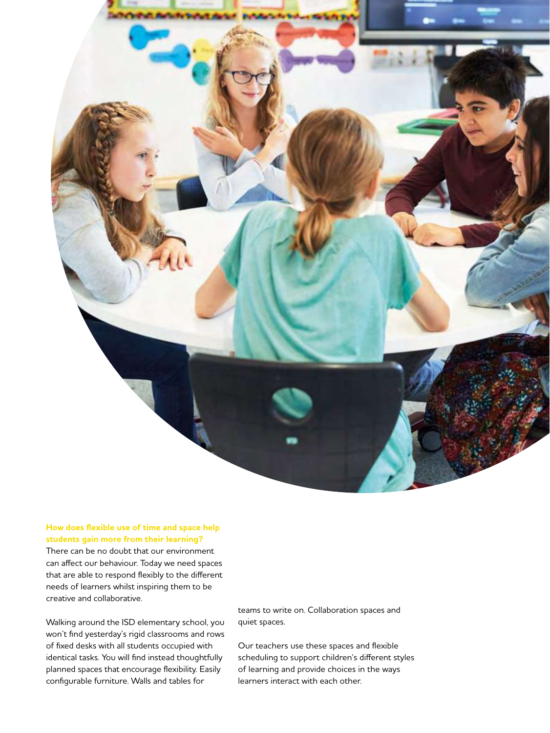### How does flexible use of time and space help students gain more from their learning?

There can be no doubt that our environment can affect our behaviour. Today we need spaces that are able to respond flexibly to the different needs of learners whilst inspiring them to be creative and collaborative.

Walking around the ISD elementary school, you won't find yesterday's rigid classrooms and rows of fixed desks with all students occupied with identical tasks. You will find instead thoughtfully planned spaces that encourage flexibility. Easily configurable furniture. Walls and tables for teams to write on. Collaboration spaces and quiet spaces.

Our teachers use these spaces and flexible scheduling to support children's different styles of learning and provide choices in the ways learners interact with each other.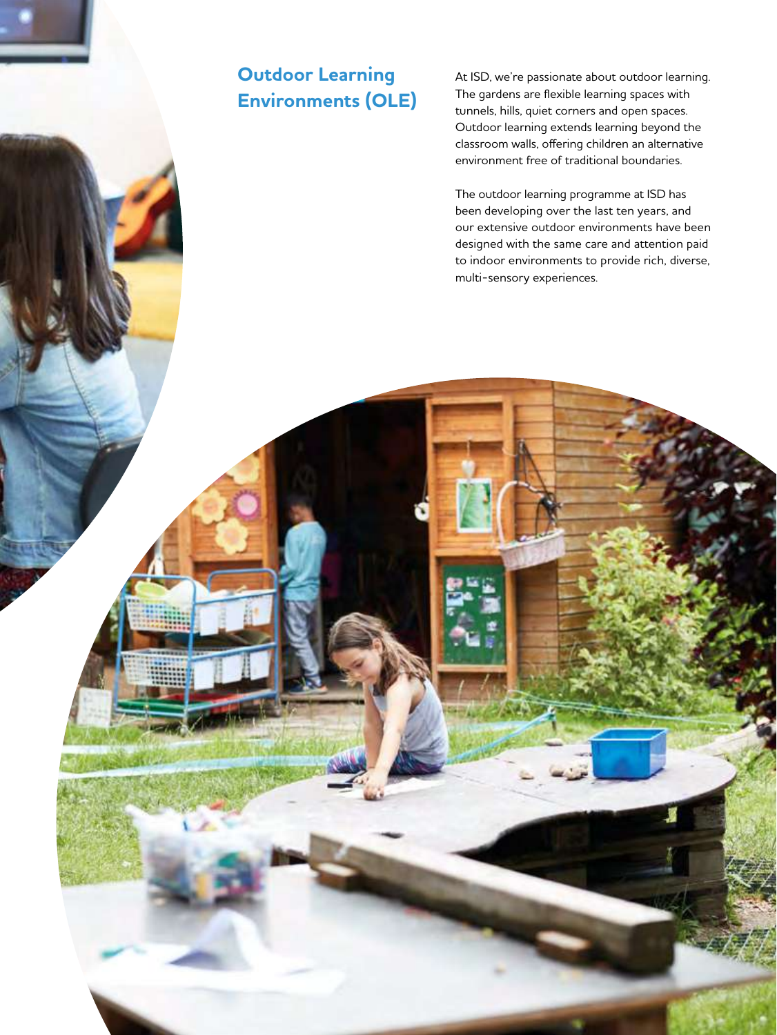## Outdoor Learning Environments (OLE)

At ISD, we're passionate about outdoor learning. The gardens are flexible learning spaces with tunnels, hills, quiet corners and open spaces. Outdoor learning extends learning beyond the classroom walls, offering children an alternative environment free of traditional boundaries.

The outdoor learning programme at ISD has been developing over the last ten years, and our extensive outdoor environments have been designed with the same care and attention paid to indoor environments to provide rich, diverse, multi-sensory experiences.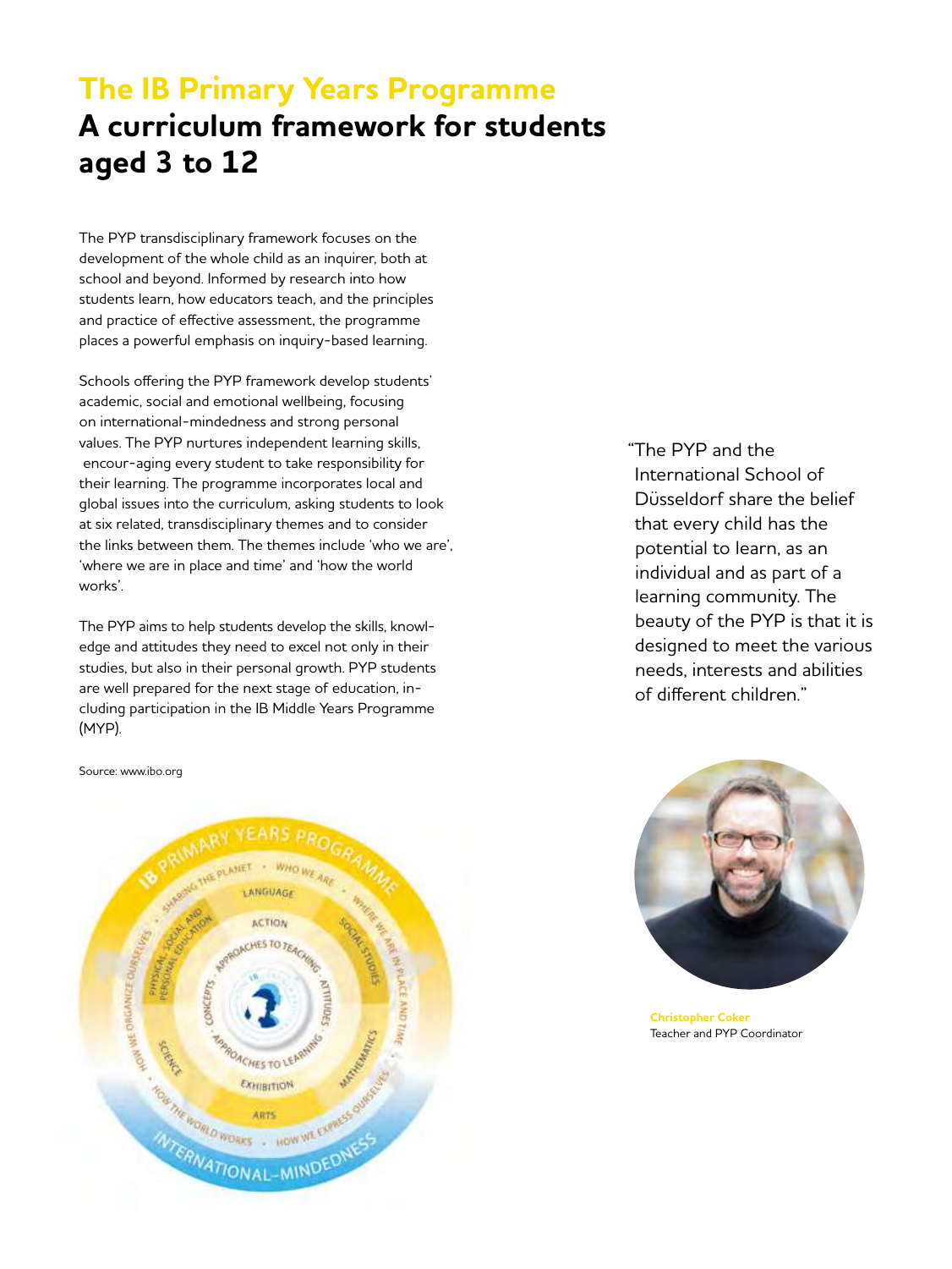# The IB Primary Years Programme

## A curriculum framework for students aged 3 to 12

The PYP transdisciplinary framework focuses on the development of the whole child as an inquirer, both at school and beyond. Informed by research into how students learn, how educators teach, and the principles and practice of effective assessment, the programme places a powerful emphasis on inquiry-based learning.

Schools offering the PYP framework develop students' academic, social and emotional wellbeing, focusing on international-mindedness and strong personal values. The PYP nurtures independent learning skills, encour-aging every student to take responsibility for their learning. The programme incorporates local and global issues into the curriculum, asking students to look at six related, transdisciplinary themes and to consider the links between them. The themes include 'who we are', 'where we are in place and time' and 'how the world works'.

The PYP aims to help students develop the skills, knowl-edge and attitudes they need to excel not only in their studies, but also in their personal growth. PYP students are well prepared for the next stage of education, in-cluding participation in the IB Middle Years Programme (MYP).

Source: www.ibo.org

"The PYP and the International School of Düsseldorf share the belief that every child has the potential to learn, as an individual and as part of a learning community. The beauty of the PYP is that it is designed to meet the various needs, interests and abilities of different children."

**Christopher Coker**
Teacher and PYP Coordinator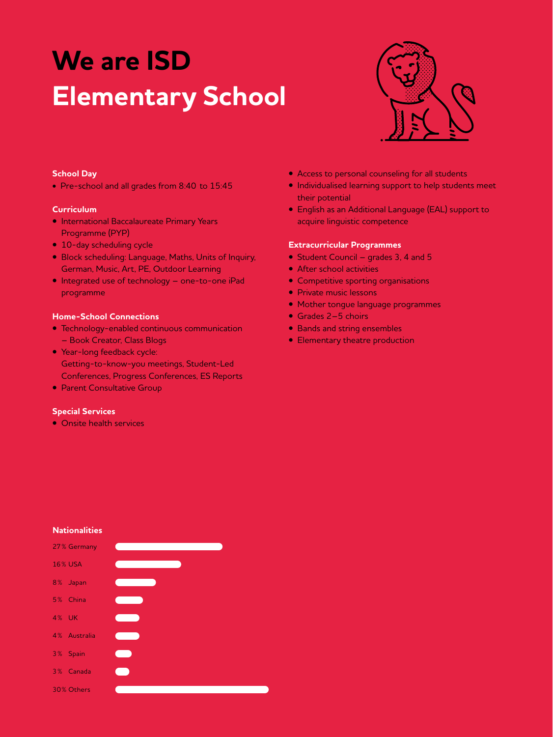# We are ISD
# Elementary School

### School Day

- Pre-school and all grades from 8:40 to 15:45

### Curriculum

- International Baccalaureate Primary Years Programme (PYP)
- 10-day scheduling cycle
- Block scheduling: Language, Maths, Units of Inquiry, German, Music, Art, PE, Outdoor Learning
- Integrated use of technology – one-to-one iPad programme

### Home-School Connections

- Technology-enabled continuous communication – Book Creator, Class Blogs
- Year-long feedback cycle: Getting-to-know-you meetings, Student-Led Conferences, Progress Conferences, ES Reports
- Parent Consultative Group

### Special Services

- Onsite health services
- Access to personal counseling for all students
- Individualised learning support to help students meet their potential
- English as an Additional Language (EAL) support to acquire linguistic competence

### Extracurricular Programmes

- Student Council – grades 3, 4 and 5
- After school activities
- Competitive sporting organisations
- Private music lessons
- Mother tongue language programmes
- Grades 2–5 choirs
- Bands and string ensembles
- Elementary theatre production

### Nationalities

| Percentage | Nationality |
|---|---|
| 27% | Germany |
| 16% | USA |
| 8% | Japan |
| 5% | China |
| 4% | UK |
| 4% | Australia |
| 3% | Spain |
| 3% | Canada |
| 30% | Others |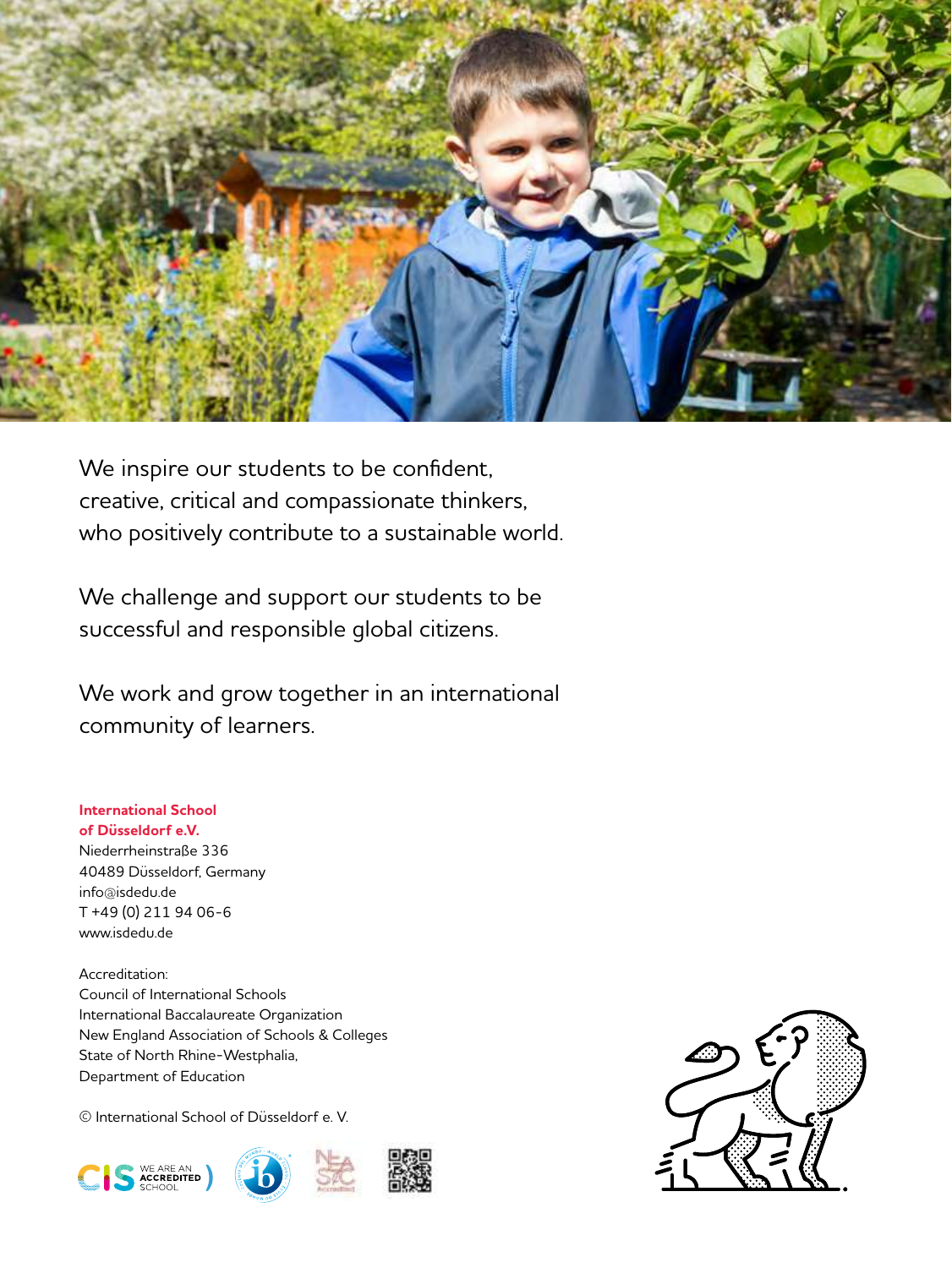We inspire our students to be confident, creative, critical and compassionate thinkers, who positively contribute to a sustainable world.

We challenge and support our students to be successful and responsible global citizens.

We work and grow together in an international community of learners.

**International School of Düsseldorf e.V.**
Niederrheinstraße 336
40489 Düsseldorf, Germany
info@isdedu.de
T +49 (0) 211 94 06-6
www.isdedu.de

Accreditation:
Council of International Schools
International Baccalaureate Organization
New England Association of Schools & Colleges
State of North Rhine-Westphalia, Department of Education

© International School of Düsseldorf e. V.

WE ARE AN ACCREDITED SCHOOL